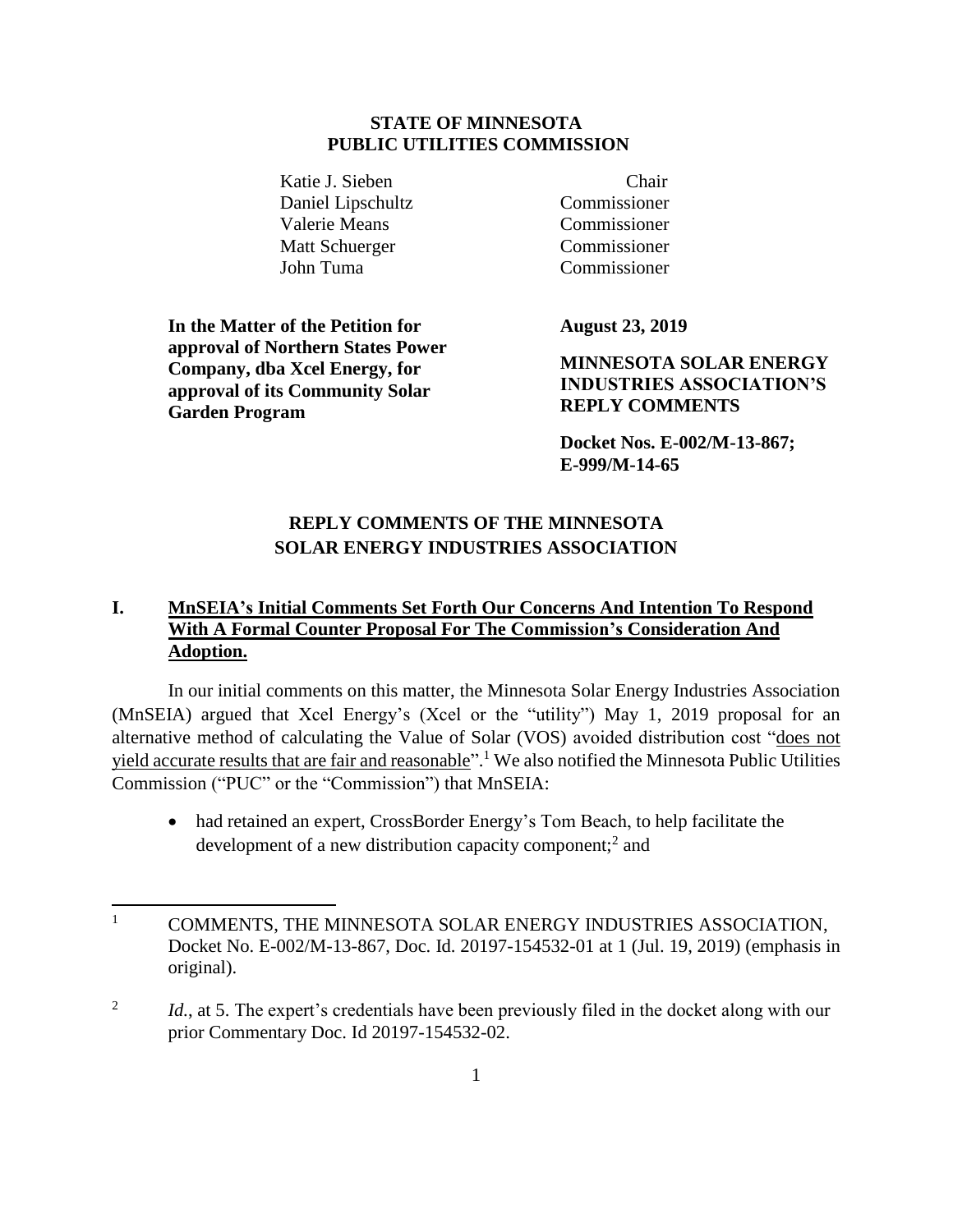**STATE OF MINNESOTA**
**PUBLIC UTILITIES COMMISSION**

| | |
|---|---|
| Katie J. Sieben | Chair |
| Daniel Lipschultz | Commissioner |
| Valerie Means | Commissioner |
| Matt Schuerger | Commissioner |
| John Tuma | Commissioner |

**In the Matter of the Petition for approval of Northern States Power Company, dba Xcel Energy, for approval of its Community Solar Garden Program**

**August 23, 2019**

**MINNESOTA SOLAR ENERGY INDUSTRIES ASSOCIATION'S REPLY COMMENTS**

**Docket Nos. E-002/M-13-867; E-999/M-14-65**

## REPLY COMMENTS OF THE MINNESOTA SOLAR ENERGY INDUSTRIES ASSOCIATION

### I. MnSEIA's Initial Comments Set Forth Our Concerns And Intention To Respond With A Formal Counter Proposal For The Commission's Consideration And Adoption.

In our initial comments on this matter, the Minnesota Solar Energy Industries Association (MnSEIA) argued that Xcel Energy's (Xcel or the "utility") May 1, 2019 proposal for an alternative method of calculating the Value of Solar (VOS) avoided distribution cost "does not yield accurate results that are fair and reasonable".[1] We also notified the Minnesota Public Utilities Commission ("PUC" or the "Commission") that MnSEIA:

- had retained an expert, CrossBorder Energy's Tom Beach, to help facilitate the development of a new distribution capacity component;[2] and

---

[1] COMMENTS, THE MINNESOTA SOLAR ENERGY INDUSTRIES ASSOCIATION, Docket No. E-002/M-13-867, Doc. Id. 20197-154532-01 at 1 (Jul. 19, 2019) (emphasis in original).

[2] *Id.*, at 5. The expert's credentials have been previously filed in the docket along with our prior Commentary Doc. Id 20197-154532-02.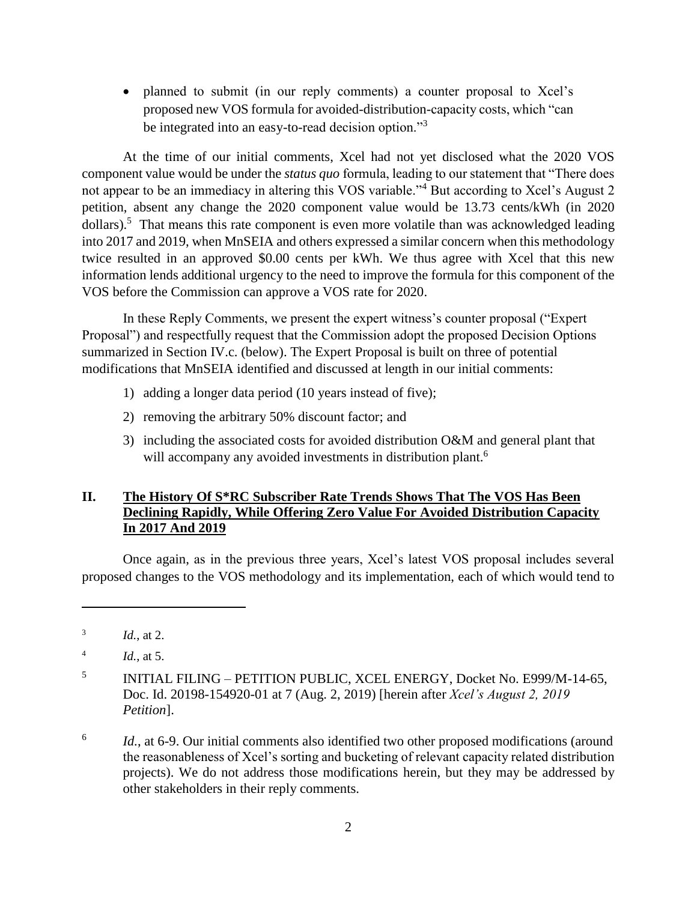- planned to submit (in our reply comments) a counter proposal to Xcel's proposed new VOS formula for avoided-distribution-capacity costs, which "can be integrated into an easy-to-read decision option."[3]

At the time of our initial comments, Xcel had not yet disclosed what the 2020 VOS component value would be under the *status quo* formula, leading to our statement that "There does not appear to be an immediacy in altering this VOS variable."[4] But according to Xcel's August 2 petition, absent any change the 2020 component value would be 13.73 cents/kWh (in 2020 dollars).[5] That means this rate component is even more volatile than was acknowledged leading into 2017 and 2019, when MnSEIA and others expressed a similar concern when this methodology twice resulted in an approved $0.00 cents per kWh. We thus agree with Xcel that this new information lends additional urgency to the need to improve the formula for this component of the VOS before the Commission can approve a VOS rate for 2020.

In these Reply Comments, we present the expert witness's counter proposal ("Expert Proposal") and respectfully request that the Commission adopt the proposed Decision Options summarized in Section IV.c. (below). The Expert Proposal is built on three of potential modifications that MnSEIA identified and discussed at length in our initial comments:

1) adding a longer data period (10 years instead of five);
2) removing the arbitrary 50% discount factor; and
3) including the associated costs for avoided distribution O&M and general plant that will accompany any avoided investments in distribution plant.[6]

## II. The History Of S*RC Subscriber Rate Trends Shows That The VOS Has Been Declining Rapidly, While Offering Zero Value For Avoided Distribution Capacity In 2017 And 2019

Once again, as in the previous three years, Xcel's latest VOS proposal includes several proposed changes to the VOS methodology and its implementation, each of which would tend to

---

[3] *Id.*, at 2.

[4] *Id.*, at 5.

[5] INITIAL FILING – PETITION PUBLIC, XCEL ENERGY, Docket No. E999/M-14-65, Doc. Id. 20198-154920-01 at 7 (Aug. 2, 2019) [herein after *Xcel's August 2, 2019 Petition*].

[6] *Id.*, at 6-9. Our initial comments also identified two other proposed modifications (around the reasonableness of Xcel's sorting and bucketing of relevant capacity related distribution projects). We do not address those modifications herein, but they may be addressed by other stakeholders in their reply comments.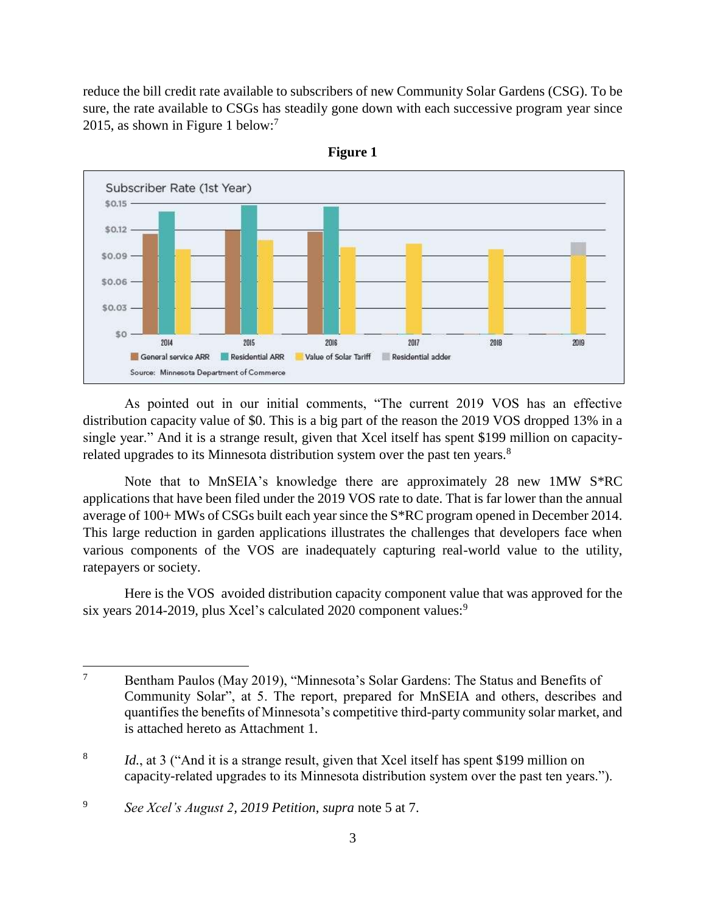reduce the bill credit rate available to subscribers of new Community Solar Gardens (CSG). To be sure, the rate available to CSGs has steadily gone down with each successive program year since 2015, as shown in Figure 1 below:[7]

**Figure 1**

As pointed out in our initial comments, "The current 2019 VOS has an effective distribution capacity value of $0. This is a big part of the reason the 2019 VOS dropped 13% in a single year." And it is a strange result, given that Xcel itself has spent $199 million on capacity-related upgrades to its Minnesota distribution system over the past ten years.[8]

Note that to MnSEIA's knowledge there are approximately 28 new 1MW S*RC applications that have been filed under the 2019 VOS rate to date. That is far lower than the annual average of 100+ MWs of CSGs built each year since the S*RC program opened in December 2014. This large reduction in garden applications illustrates the challenges that developers face when various components of the VOS are inadequately capturing real-world value to the utility, ratepayers or society.

Here is the VOS avoided distribution capacity component value that was approved for the six years 2014-2019, plus Xcel's calculated 2020 component values:[9]

---

[7] Bentham Paulos (May 2019), "Minnesota's Solar Gardens: The Status and Benefits of Community Solar", at 5. The report, prepared for MnSEIA and others, describes and quantifies the benefits of Minnesota's competitive third-party community solar market, and is attached hereto as Attachment 1.

[8] *Id.*, at 3 ("And it is a strange result, given that Xcel itself has spent $199 million on capacity-related upgrades to its Minnesota distribution system over the past ten years.").

[9] *See Xcel's August 2, 2019 Petition*, *supra* note 5 at 7.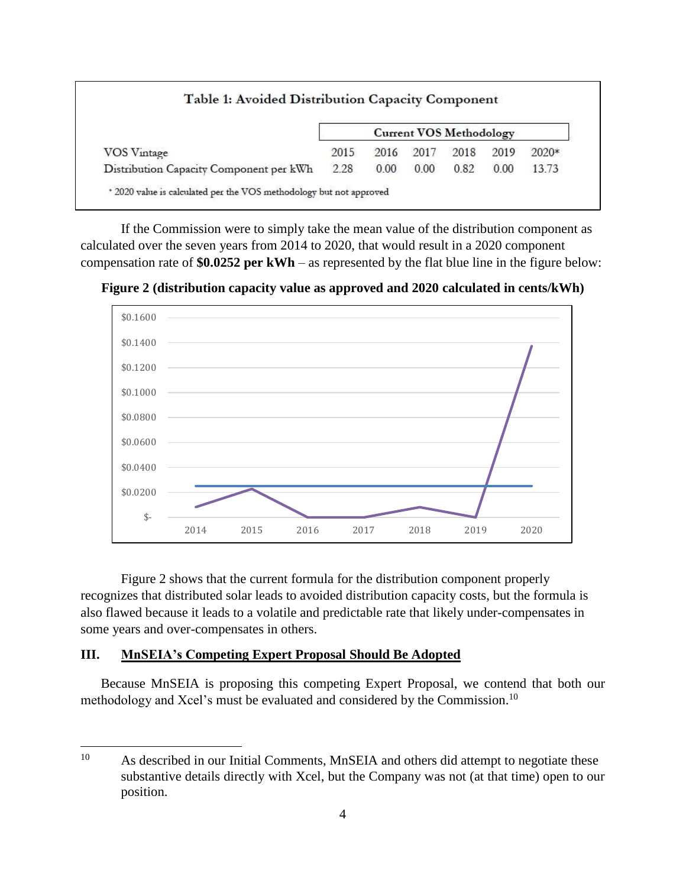**Table 1: Avoided Distribution Capacity Component**

| | Current VOS Methodology | | | | | |
|---|---|---|---|---|---|---|
| VOS Vintage | 2015 | 2016 | 2017 | 2018 | 2019 | 2020* |
| Distribution Capacity Component per kWh | 2.28 | 0.00 | 0.00 | 0.82 | 0.00 | 13.73 |

\* 2020 value is calculated per the VOS methodology but not approved

If the Commission were to simply take the mean value of the distribution component as calculated over the seven years from 2014 to 2020, that would result in a 2020 component compensation rate of **$0.0252 per kWh** – as represented by the flat blue line in the figure below:

**Figure 2 (distribution capacity value as approved and 2020 calculated in cents/kWh)**

Figure 2 shows that the current formula for the distribution component properly recognizes that distributed solar leads to avoided distribution capacity costs, but the formula is also flawed because it leads to a volatile and predictable rate that likely under-compensates in some years and over-compensates in others.

## III. MnSEIA's Competing Expert Proposal Should Be Adopted

Because MnSEIA is proposing this competing Expert Proposal, we contend that both our methodology and Xcel's must be evaluated and considered by the Commission.[10]

---

[10] As described in our Initial Comments, MnSEIA and others did attempt to negotiate these substantive details directly with Xcel, but the Company was not (at that time) open to our position.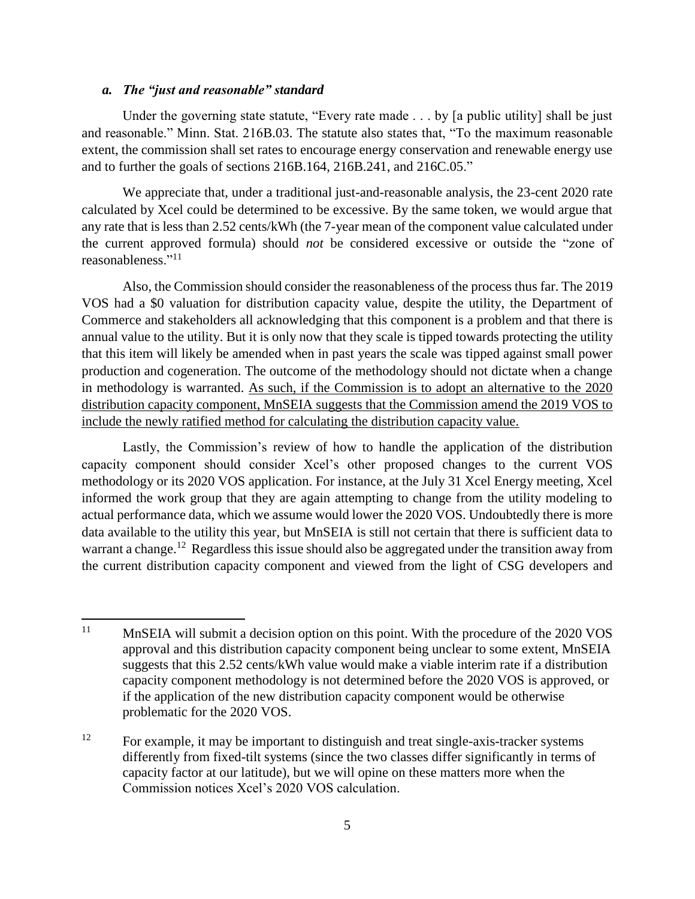### *a. The "just and reasonable" standard*

Under the governing state statute, "Every rate made . . . by [a public utility] shall be just and reasonable." Minn. Stat. 216B.03. The statute also states that, "To the maximum reasonable extent, the commission shall set rates to encourage energy conservation and renewable energy use and to further the goals of sections 216B.164, 216B.241, and 216C.05."

We appreciate that, under a traditional just-and-reasonable analysis, the 23-cent 2020 rate calculated by Xcel could be determined to be excessive. By the same token, we would argue that any rate that is less than 2.52 cents/kWh (the 7-year mean of the component value calculated under the current approved formula) should *not* be considered excessive or outside the "zone of reasonableness."[11]

Also, the Commission should consider the reasonableness of the process thus far. The 2019 VOS had a $0 valuation for distribution capacity value, despite the utility, the Department of Commerce and stakeholders all acknowledging that this component is a problem and that there is annual value to the utility. But it is only now that they scale is tipped towards protecting the utility that this item will likely be amended when in past years the scale was tipped against small power production and cogeneration. The outcome of the methodology should not dictate when a change in methodology is warranted. <u>As such, if the Commission is to adopt an alternative to the 2020 distribution capacity component, MnSEIA suggests that the Commission amend the 2019 VOS to include the newly ratified method for calculating the distribution capacity value.</u>

Lastly, the Commission's review of how to handle the application of the distribution capacity component should consider Xcel's other proposed changes to the current VOS methodology or its 2020 VOS application. For instance, at the July 31 Xcel Energy meeting, Xcel informed the work group that they are again attempting to change from the utility modeling to actual performance data, which we assume would lower the 2020 VOS. Undoubtedly there is more data available to the utility this year, but MnSEIA is still not certain that there is sufficient data to warrant a change.[12] Regardless this issue should also be aggregated under the transition away from the current distribution capacity component and viewed from the light of CSG developers and

---

[11] MnSEIA will submit a decision option on this point. With the procedure of the 2020 VOS approval and this distribution capacity component being unclear to some extent, MnSEIA suggests that this 2.52 cents/kWh value would make a viable interim rate if a distribution capacity component methodology is not determined before the 2020 VOS is approved, or if the application of the new distribution capacity component would be otherwise problematic for the 2020 VOS.

[12] For example, it may be important to distinguish and treat single-axis-tracker systems differently from fixed-tilt systems (since the two classes differ significantly in terms of capacity factor at our latitude), but we will opine on these matters more when the Commission notices Xcel's 2020 VOS calculation.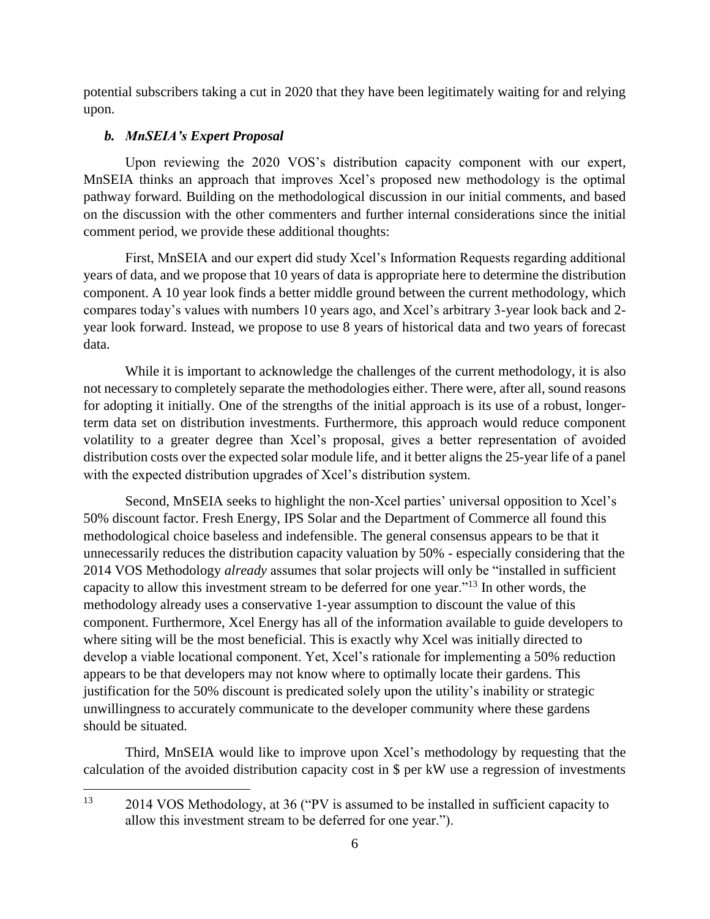potential subscribers taking a cut in 2020 that they have been legitimately waiting for and relying upon.

### *b. MnSEIA's Expert Proposal*

Upon reviewing the 2020 VOS's distribution capacity component with our expert, MnSEIA thinks an approach that improves Xcel's proposed new methodology is the optimal pathway forward. Building on the methodological discussion in our initial comments, and based on the discussion with the other commenters and further internal considerations since the initial comment period, we provide these additional thoughts:

First, MnSEIA and our expert did study Xcel's Information Requests regarding additional years of data, and we propose that 10 years of data is appropriate here to determine the distribution component. A 10 year look finds a better middle ground between the current methodology, which compares today's values with numbers 10 years ago, and Xcel's arbitrary 3-year look back and 2-year look forward. Instead, we propose to use 8 years of historical data and two years of forecast data.

While it is important to acknowledge the challenges of the current methodology, it is also not necessary to completely separate the methodologies either. There were, after all, sound reasons for adopting it initially. One of the strengths of the initial approach is its use of a robust, longer-term data set on distribution investments. Furthermore, this approach would reduce component volatility to a greater degree than Xcel's proposal, gives a better representation of avoided distribution costs over the expected solar module life, and it better aligns the 25-year life of a panel with the expected distribution upgrades of Xcel's distribution system.

Second, MnSEIA seeks to highlight the non-Xcel parties' universal opposition to Xcel's 50% discount factor. Fresh Energy, IPS Solar and the Department of Commerce all found this methodological choice baseless and indefensible. The general consensus appears to be that it unnecessarily reduces the distribution capacity valuation by 50% - especially considering that the 2014 VOS Methodology *already* assumes that solar projects will only be "installed in sufficient capacity to allow this investment stream to be deferred for one year."[13] In other words, the methodology already uses a conservative 1-year assumption to discount the value of this component. Furthermore, Xcel Energy has all of the information available to guide developers to where siting will be the most beneficial. This is exactly why Xcel was initially directed to develop a viable locational component. Yet, Xcel's rationale for implementing a 50% reduction appears to be that developers may not know where to optimally locate their gardens. This justification for the 50% discount is predicated solely upon the utility's inability or strategic unwillingness to accurately communicate to the developer community where these gardens should be situated.

Third, MnSEIA would like to improve upon Xcel's methodology by requesting that the calculation of the avoided distribution capacity cost in $ per kW use a regression of investments

---

[13] 2014 VOS Methodology, at 36 ("PV is assumed to be installed in sufficient capacity to allow this investment stream to be deferred for one year.").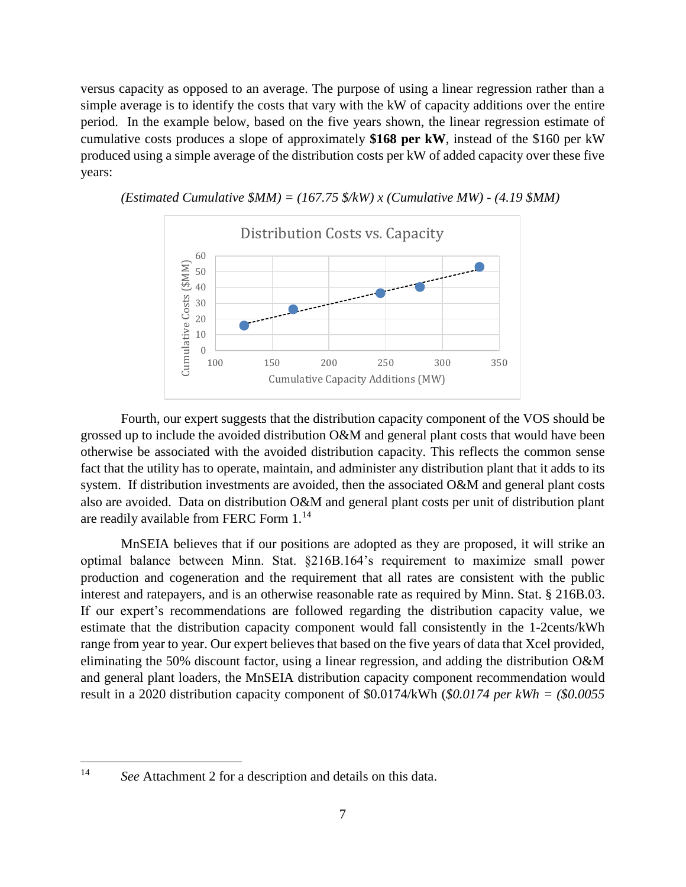versus capacity as opposed to an average. The purpose of using a linear regression rather than a simple average is to identify the costs that vary with the kW of capacity additions over the entire period. In the example below, based on the five years shown, the linear regression estimate of cumulative costs produces a slope of approximately **$168 per kW**, instead of the $160 per kW produced using a simple average of the distribution costs per kW of added capacity over these five years:

*(Estimated Cumulative $MM) = (167.75 $/kW) x (Cumulative MW) - (4.19 $MM)*

Distribution Costs vs. Capacity

Cumulative Costs ($MM)

Cumulative Capacity Additions (MW)

Fourth, our expert suggests that the distribution capacity component of the VOS should be grossed up to include the avoided distribution O&M and general plant costs that would have been otherwise be associated with the avoided distribution capacity. This reflects the common sense fact that the utility has to operate, maintain, and administer any distribution plant that it adds to its system. If distribution investments are avoided, then the associated O&M and general plant costs also are avoided. Data on distribution O&M and general plant costs per unit of distribution plant are readily available from FERC Form 1.[14]

MnSEIA believes that if our positions are adopted as they are proposed, it will strike an optimal balance between Minn. Stat. §216B.164's requirement to maximize small power production and cogeneration and the requirement that all rates are consistent with the public interest and ratepayers, and is an otherwise reasonable rate as required by Minn. Stat. § 216B.03. If our expert's recommendations are followed regarding the distribution capacity value, we estimate that the distribution capacity component would fall consistently in the 1-2cents/kWh range from year to year. Our expert believes that based on the five years of data that Xcel provided, eliminating the 50% discount factor, using a linear regression, and adding the distribution O&M and general plant loaders, the MnSEIA distribution capacity component recommendation would result in a 2020 distribution capacity component of $0.0174/kWh (*$0.0174 per kWh = ($0.0055*

---

[14] *See* Attachment 2 for a description and details on this data.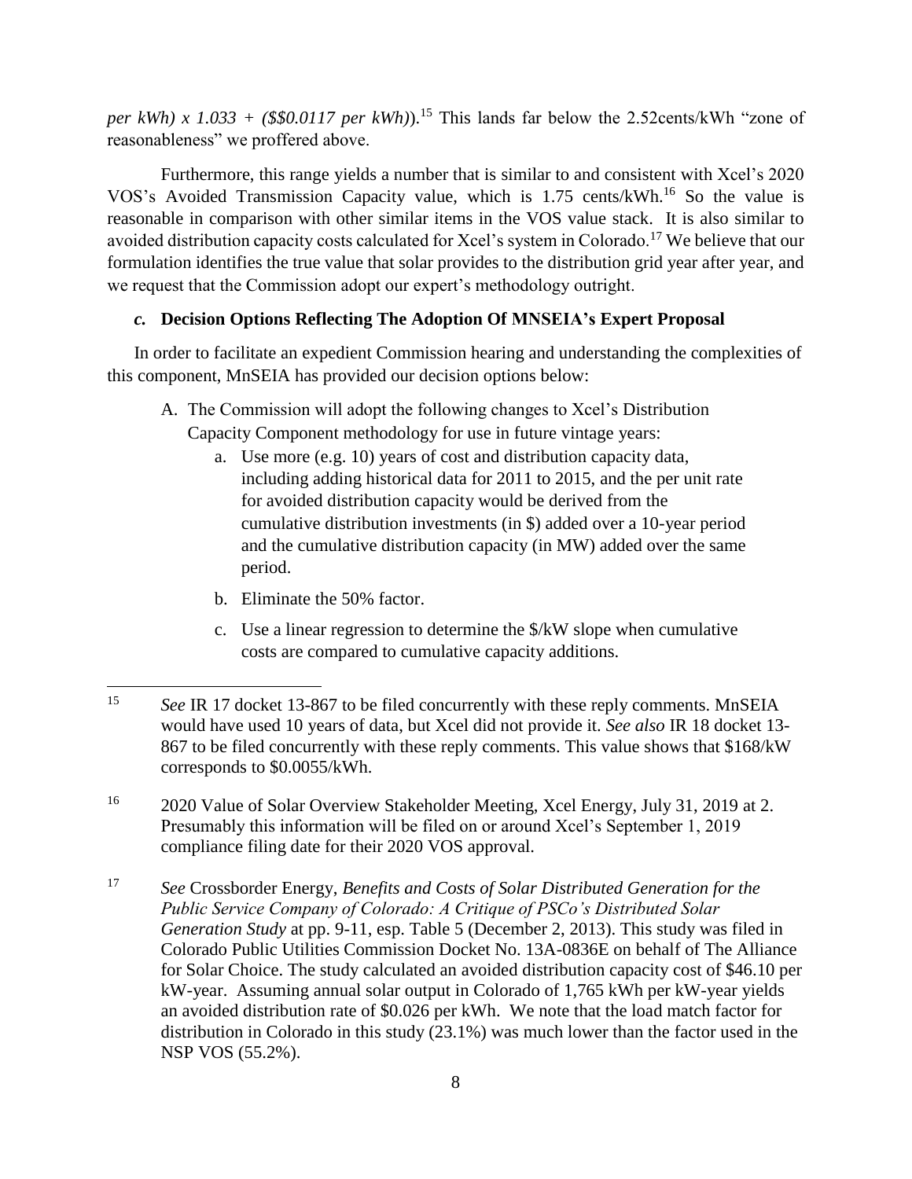*per kWh) x 1.033 + ($$0.0117 per kWh)*).[15] This lands far below the 2.52cents/kWh "zone of reasonableness" we proffered above.

Furthermore, this range yields a number that is similar to and consistent with Xcel's 2020 VOS's Avoided Transmission Capacity value, which is 1.75 cents/kWh.[16] So the value is reasonable in comparison with other similar items in the VOS value stack. It is also similar to avoided distribution capacity costs calculated for Xcel's system in Colorado.[17] We believe that our formulation identifies the true value that solar provides to the distribution grid year after year, and we request that the Commission adopt our expert's methodology outright.

### *c.* Decision Options Reflecting The Adoption Of MNSEIA's Expert Proposal

In order to facilitate an expedient Commission hearing and understanding the complexities of this component, MnSEIA has provided our decision options below:

A. The Commission will adopt the following changes to Xcel's Distribution Capacity Component methodology for use in future vintage years:
   a. Use more (e.g. 10) years of cost and distribution capacity data, including adding historical data for 2011 to 2015, and the per unit rate for avoided distribution capacity would be derived from the cumulative distribution investments (in $) added over a 10-year period and the cumulative distribution capacity (in MW) added over the same period.
   b. Eliminate the 50% factor.
   c. Use a linear regression to determine the $/kW slope when cumulative costs are compared to cumulative capacity additions.

---

[15] *See* IR 17 docket 13-867 to be filed concurrently with these reply comments. MnSEIA would have used 10 years of data, but Xcel did not provide it. *See also* IR 18 docket 13-867 to be filed concurrently with these reply comments. This value shows that $168/kW corresponds to $0.0055/kWh.

[16] 2020 Value of Solar Overview Stakeholder Meeting, Xcel Energy, July 31, 2019 at 2. Presumably this information will be filed on or around Xcel's September 1, 2019 compliance filing date for their 2020 VOS approval.

[17] *See* Crossborder Energy, *Benefits and Costs of Solar Distributed Generation for the Public Service Company of Colorado: A Critique of PSCo's Distributed Solar Generation Study* at pp. 9-11, esp. Table 5 (December 2, 2013). This study was filed in Colorado Public Utilities Commission Docket No. 13A-0836E on behalf of The Alliance for Solar Choice. The study calculated an avoided distribution capacity cost of $46.10 per kW-year. Assuming annual solar output in Colorado of 1,765 kWh per kW-year yields an avoided distribution rate of $0.026 per kWh. We note that the load match factor for distribution in Colorado in this study (23.1%) was much lower than the factor used in the NSP VOS (55.2%).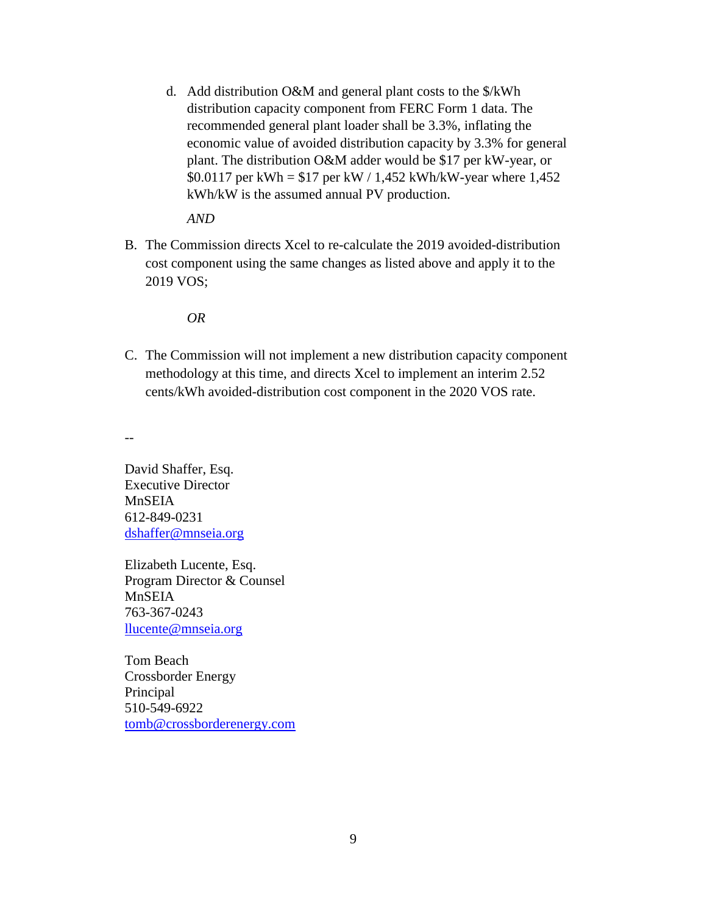d. Add distribution O&M and general plant costs to the $/kWh distribution capacity component from FERC Form 1 data. The recommended general plant loader shall be 3.3%, inflating the economic value of avoided distribution capacity by 3.3% for general plant. The distribution O&M adder would be $17 per kW-year, or $0.0117 per kWh = $17 per kW / 1,452 kWh/kW-year where 1,452 kWh/kW is the assumed annual PV production.

*AND*

B. The Commission directs Xcel to re-calculate the 2019 avoided-distribution cost component using the same changes as listed above and apply it to the 2019 VOS;

*OR*

C. The Commission will not implement a new distribution capacity component methodology at this time, and directs Xcel to implement an interim 2.52 cents/kWh avoided-distribution cost component in the 2020 VOS rate.

--

David Shaffer, Esq.
Executive Director
MnSEIA
612-849-0231
dshaffer@mnseia.org

Elizabeth Lucente, Esq.
Program Director & Counsel
MnSEIA
763-367-0243
llucente@mnseia.org

Tom Beach
Crossborder Energy
Principal
510-549-6922
tomb@crossborderenergy.com